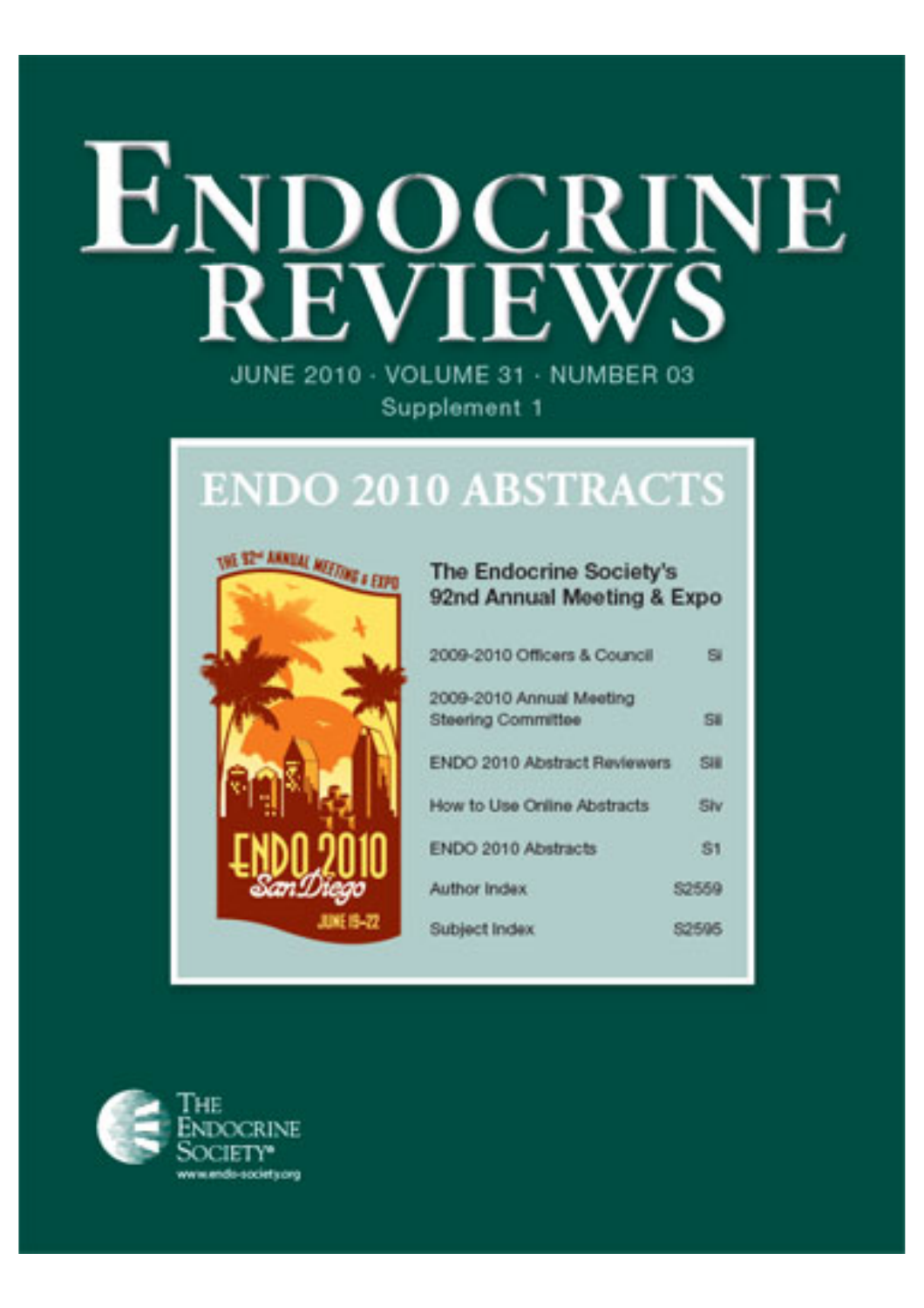# ENDOCRINE REVIEWS

JUNE 2010 · VOLUME 31 · NUMBER 03

Supplement 1

## ENDO 2010 ABSTRACTS

THE 92nd ANNUAL MEETING & EXPO

ENDO 2010 San Diego

JUNE 19-22

### The Endocrine Society's 92nd Annual Meeting & Expo

| | |
|---|---|
| 2009-2010 Officers & Council | Si |
| 2009-2010 Annual Meeting Steering Committee | Sii |
| ENDO 2010 Abstract Reviewers | Siii |
| How to Use Online Abstracts | Siv |
| ENDO 2010 Abstracts | S1 |
| Author Index | S2559 |
| Subject Index | S2595 |

THE ENDOCRINE SOCIETY®

www.endo-society.org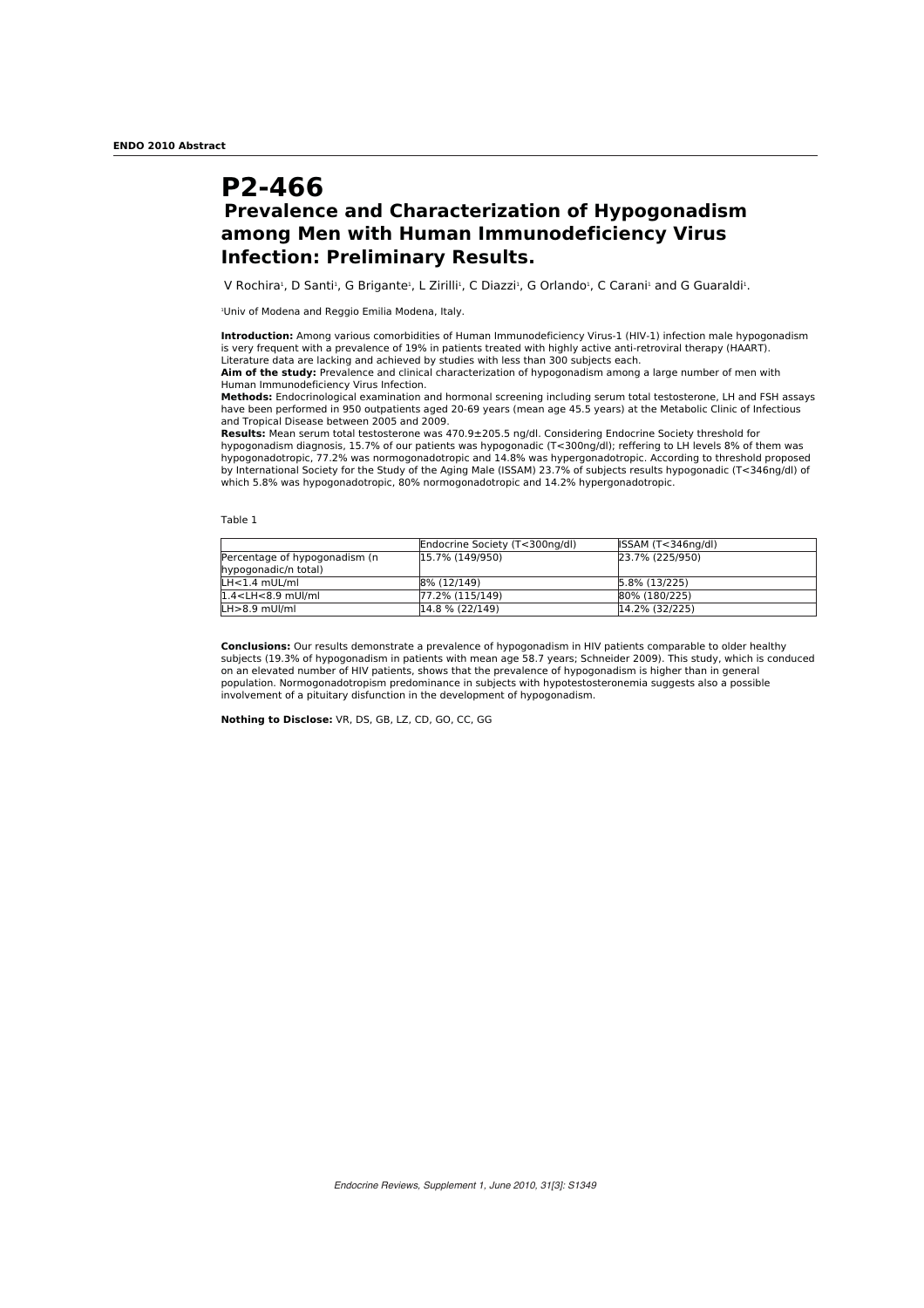# P2-466

## Prevalence and Characterization of Hypogonadism among Men with Human Immunodeficiency Virus Infection: Preliminary Results.

V Rochira[1], D Santi[1], G Brigante[1], L Zirilli[1], C Diazzi[1], G Orlando[1], C Carani[1] and G Guaraldi[1].

[1]Univ of Modena and Reggio Emilia Modena, Italy.

**Introduction:** Among various comorbidities of Human Immunodeficiency Virus-1 (HIV-1) infection male hypogonadism is very frequent with a prevalence of 19% in patients treated with highly active anti-retroviral therapy (HAART). Literature data are lacking and achieved by studies with less than 300 subjects each.

**Aim of the study:** Prevalence and clinical characterization of hypogonadism among a large number of men with Human Immunodeficiency Virus Infection.

**Methods:** Endocrinological examination and hormonal screening including serum total testosterone, LH and FSH assays have been performed in 950 outpatients aged 20-69 years (mean age 45.5 years) at the Metabolic Clinic of Infectious and Tropical Disease between 2005 and 2009.

**Results:** Mean serum total testosterone was 470.9±205.5 ng/dl. Considering Endocrine Society threshold for hypogonadism diagnosis, 15.7% of our patients was hypogonadic (T<300ng/dl); reffering to LH levels 8% of them was hypogonadotropic, 77.2% was normogonadotropic and 14.8% was hypergonadotropic. According to threshold proposed by International Society for the Study of the Aging Male (ISSAM) 23.7% of subjects results hypogonadic (T<346ng/dl) of which 5.8% was hypogonadotropic, 80% normogonadotropic and 14.2% hypergonadotropic.

Table 1

| | Endocrine Society (T<300ng/dl) | ISSAM (T<346ng/dl) |
|---|---|---|
| Percentage of hypogonadism (n hypogonadic/n total) | 15.7% (149/950) | 23.7% (225/950) |
| LH<1.4 mUL/ml | 8% (12/149) | 5.8% (13/225) |
| 1.4<LH<8.9 mUl/ml | 77.2% (115/149) | 80% (180/225) |
| LH>8.9 mUl/ml | 14.8 % (22/149) | 14.2% (32/225) |

**Conclusions:** Our results demonstrate a prevalence of hypogonadism in HIV patients comparable to older healthy subjects (19.3% of hypogonadism in patients with mean age 58.7 years; Schneider 2009). This study, which is conduced on an elevated number of HIV patients, shows that the prevalence of hypogonadism is higher than in general population. Normogonadotropic predominance in subjects with hypotestosteronemia suggests also a possible involvement of a pituitary disfunction in the development of hypogonadism.

**Nothing to Disclose:** VR, DS, GB, LZ, CD, GO, CC, GG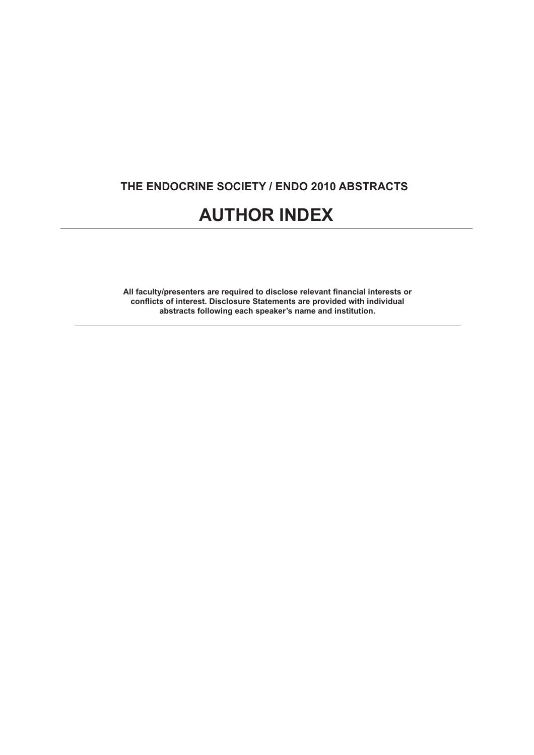**THE ENDOCRINE SOCIETY / ENDO 2010 ABSTRACTS**

# AUTHOR INDEX

---

**All faculty/presenters are required to disclose relevant financial interests or conflicts of interest. Disclosure Statements are provided with individual abstracts following each speaker's name and institution.**

---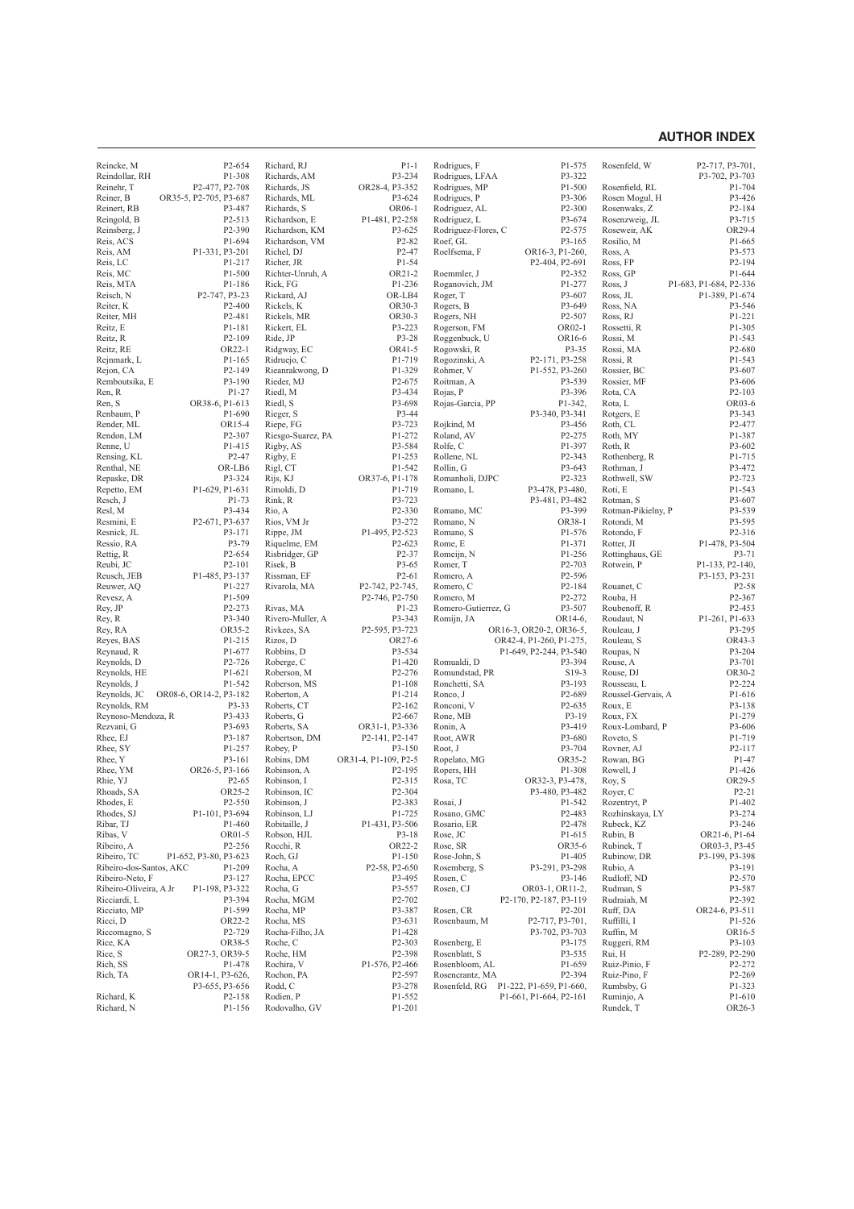## AUTHOR INDEX

Reincke, M P2-654
Reindollar, RH P1-308
Reinehr, T P2-477, P2-708
Reiner, B OR35-5, P2-705, P3-687
Reinert, RB P3-487
Reingold, B P2-513
Reinsberg, J P2-390
Reis, ACS P1-694
Reis, AM P1-331, P3-201
Reis, LC P1-217
Reis, MC P1-500
Reis, MTA P1-186
Reisch, N P2-747, P3-23
Reiter, K P2-400
Reiter, MH P2-481
Reitz, E P1-181
Reitz, R P2-109
Reitz, RE OR22-1
Rejnmark, L P1-165
Rejon, CA P2-149
Remboutsika, E P3-190
Ren, R P1-27
Ren, S OR38-6, P1-613
Renbaum, P P1-690
Render, ML OR15-4
Rendon, LM P2-307
Renne, U P1-415
Rensing, KL P2-47
Renthal, NE OR-LB6
Repaske, DR P3-324
Repetto, EM P1-629, P1-631
Resch, J P1-73
Resl, M P3-434
Resmini, E P2-671, P3-637
Resnick, JL P3-171
Ressio, RA P3-79
Rettig, R P2-654
Reubi, JC P2-101
Reusch, JEB P1-485, P3-137
Reuwer, AQ P1-227
Revesz, A P1-509
Rey, JP P2-273
Rey, R P3-340
Rey, RA OR35-2
Reyes, BAS P1-215
Reynaud, R P1-677
Reynolds, D P2-726
Reynolds, HE P1-621
Reynolds, J P1-542
Reynolds, JC OR08-6, OR14-2, P3-182
Reynolds, RM P3-33
Reynoso-Mendoza, R P3-433
Rezvani, G P3-693
Rhee, EJ P3-187
Rhee, SY P1-257
Rhee, Y P3-161
Rhee, YM OR26-5, P3-166
Rhie, YJ P2-65
Rhoads, SA OR25-2
Rhodes, E P2-550
Rhodes, SJ P1-101, P3-694
Ribar, TJ P1-460
Ribas, V OR01-5
Ribeiro, A P2-256
Ribeiro, TC P1-652, P3-80, P3-623
Ribeiro-dos-Santos, AKC P1-209
Ribeiro-Neto, F P3-127
Ribeiro-Oliveira, A Jr P1-198, P3-322
Ricciardi, L P3-394
Ricciato, MP P1-599
Ricci, D OR22-2
Riccomagno, S P2-729
Rice, KA OR38-5
Rice, S OR27-3, OR39-5
Rich, SS P1-478
Rich, TA OR14-1, P3-626, P3-655, P3-656
Richard, K P2-158
Richard, N P1-156
Richard, RJ P1-1
Richards, AM P3-234
Richards, JS OR28-4, P3-352
Richards, ML P3-624
Richards, S OR06-1
Richardson, E P1-481, P2-258
Richardson, KM P3-625
Richardson, VM P2-82
Richel, DJ P2-47
Richer, JR P1-54
Richter-Unruh, A OR21-2
Rick, FG P1-236
Rickard, AJ OR-LB4
Rickels, K OR30-3
Rickels, MR OR30-3
Rickert, EL P3-223
Ride, JP P3-28
Ridgway, EC OR41-5
Ridruejo, C P1-719
Rieanrakwong, D P1-329
Rieder, MJ P2-675
Riedl, M P3-434
Riedl, S P3-698
Rieger, S P3-44
Riepe, FG P3-723
Riesgo-Suarez, PA P1-272
Rigby, AS P3-584
Rigby, E P1-253
Rigl, CT P1-542
Rijs, KJ OR37-6, P1-178
Rimoldi, D P1-719
Rink, R P3-723
Rio, A P2-330
Rios, VM Jr P3-272
Rippe, JM P1-495, P2-523
Riquelme, EM P2-623
Risbridger, GP P2-37
Risek, B P3-65
Rissman, EF P2-61
Rivarola, MA P2-742, P2-745, P2-746, P2-750
Rivas, MA P1-23
Rivero-Muller, A P3-343
Rivkees, SA P2-595, P3-723
Rizos, D OR27-6
Robbins, D P3-534
Roberge, C P1-420
Roberson, M P2-276
Roberson, MS P1-108
Roberton, A P1-214
Roberts, CT P2-162
Roberts, G P2-667
Roberts, SA OR31-1, P3-336
Robertson, DM P2-141, P2-147
Robey, P P3-150
Robins, DM OR31-4, P1-109, P2-5
Robinson, A P2-195
Robinson, I P2-315
Robinson, IC P2-304
Robinson, J P2-383
Robinson, LJ P1-725
Robitaille, J P1-431, P3-506
Robson, HJL P3-18
Rocchi, R OR22-2
Roch, GJ P1-150
Rocha, A P2-58, P2-650
Rocha, EPCC P3-495
Rocha, G P3-557
Rocha, MGM P2-702
Rocha, MP P3-387
Rocha, MS P3-631
Rocha-Filho, JA P1-428
Roche, C P2-303
Roche, HM P2-398
Rochira, V P1-576, P2-466
Rochon, PA P2-597
Rodd, C P3-278
Rodien, P P1-552
Rodovalho, GV P1-201
Rodrigues, F P1-575
Rodrigues, LFAA P3-322
Rodrigues, MP P1-500
Rodrigues, P P3-306
Rodriguez, AL P2-300
Rodriguez, L P3-674
Rodriguez-Flores, C P2-575
Roef, GL P3-165
Roelfsema, F OR16-3, P1-260, P2-404, P2-691
Roemmler, J P2-352
Roganovich, JM P1-277
Roger, T P3-607
Rogers, B P3-649
Rogers, NH P2-507
Rogerson, FM OR02-1
Roggenbuck, U OR16-6
Rogowski, R P3-35
Rogozinski, A P2-171, P3-258
Rohmer, V P1-552, P3-260
Roitman, A P3-539
Rojas, P P3-396
Rojas-Garcia, PP P1-342, P3-340, P3-341
Rojkind, M P3-456
Roland, AV P2-275
Rolfe, C P1-397
Rollene, NL P2-343
Rollin, G P3-643
Romanholi, DJPC P2-323
Romano, L P3-478, P3-480, P3-481, P3-482
Romano, MC P3-399
Romano, N OR38-1
Romano, S P1-576
Rome, E P1-371
Romeijn, N P1-256
Romer, T P2-703
Romero, A P2-596
Romero, C P2-184
Romero, M P2-272
Romero-Gutierrez, G P3-507
Romijn, JA OR14-6, OR16-3, OR20-2, OR36-5, OR42-4, P1-260, P1-275, P1-649, P2-244, P3-540
Romualdi, D P3-394
Romundstad, PR S19-3
Ronchetti, SA P3-193
Ronco, J P2-689
Ronconi, V P2-635
Rone, MB P3-19
Ronin, A P3-419
Root, AWR P3-680
Root, J P3-704
Ropelato, MG OR35-2
Ropers, HH P1-308
Rosa, TC OR32-3, P3-478, P3-480, P3-482
Rosai, J P1-542
Rosano, GMC P2-483
Rosario, ER P2-478
Rose, JC P1-615
Rose, SR OR35-6
Rose-John, S P1-405
Rosemberg, S P3-291, P3-298
Rosen, C P3-146
Rosen, CJ OR03-1, OR11-2, P2-170, P2-187, P3-119
Rosen, CR P2-201
Rosenbaum, M P2-717, P3-701, P3-702, P3-703
Rosenberg, E P3-175
Rosenblatt, S P3-535
Rosenbloom, AL P1-659
Rosencrantz, MA P2-394
Rosenfeld, RG P1-222, P1-659, P1-660, P1-661, P1-664, P2-161
Rosenfeld, W P2-717, P3-701, P3-702, P3-703
Rosenfield, RL P1-704
Rosen Mogul, H P3-426
Rosenwaks, Z P2-184
Rosenzweig, JL P3-715
Roseweir, AK OR29-4
Rosilio, M P1-665
Ross, A P3-573
Ross, FP P2-194
Ross, GP P1-644
Ross, J P1-683, P1-684, P2-336
Ross, JL P1-389, P1-674
Ross, NA P3-546
Ross, RJ P1-221
Rossetti, R P1-305
Rossi, M P1-543
Rossi, MA P2-680
Rossi, R P1-543
Rossier, BC P3-607
Rossier, MF P3-606
Rota, CA P2-103
Rota, L OR03-6
Rotgers, E P3-343
Roth, CL P2-477
Roth, MY P1-387
Roth, R P3-602
Rothenberg, R P1-715
Rothman, J P3-472
Rothwell, SW P2-723
Roti, E P1-543
Rotman, S P3-607
Rotman-Pikielny, P P3-539
Rotondi, M P3-595
Rotondo, F P2-316
Rotter, JI P1-478, P3-504
Rottinghaus, GE P3-71
Rotwein, P P1-133, P2-140, P3-153, P3-231
Rouanet, C P2-58
Rouba, H P2-367
Roubenoff, R P2-453
Roudaut, N P1-261, P1-633
Rouleau, J P3-295
Rouleau, S OR43-3
Roupas, N P3-204
Rouse, A P3-701
Rouse, DJ OR30-2
Rousseau, L P2-224
Roussel-Gervais, A P1-616
Roux, E P3-138
Roux, FX P1-279
Roux-Lombard, P P3-606
Roveto, S P1-719
Rovner, AJ P2-117
Rowan, BG P1-47
Rowell, J P1-426
Roy, S OR29-5
Royer, C P2-21
Rozentryt, P P1-402
Rozhinskaya, LY P3-274
Rubeck, KZ P3-246
Rubin, B OR21-6, P1-64
Rubinek, T OR03-3, P3-45
Rubinow, DR P3-199, P3-398
Rubio, A P3-191
Rudloff, ND P2-570
Rudman, S P3-587
Rudraiah, M P2-392
Ruff, DA OR24-6, P3-511
Ruffilli, I P1-526
Ruffin, M OR16-5
Ruggeri, RM P3-103
Rui, H P2-289, P2-290
Ruiz-Pinio, F P2-272
Ruiz-Pino, F P2-269
Rumbsby, G P1-323
Ruminjo, A P1-610
Rundek, T OR26-3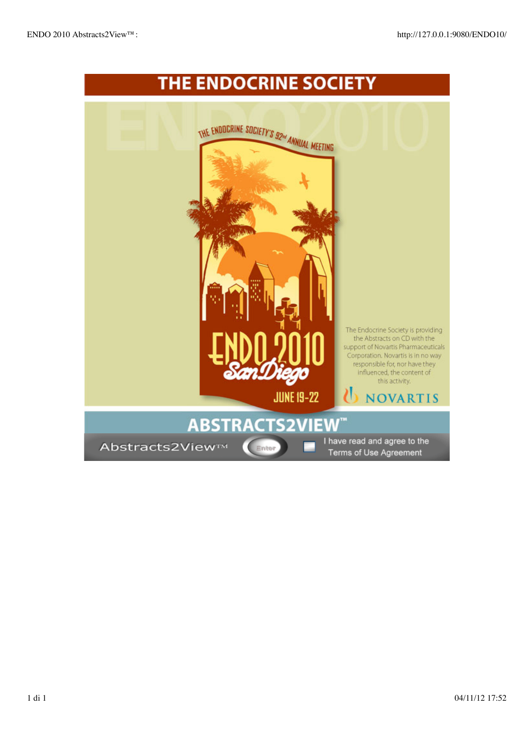# THE ENDOCRINE SOCIETY

THE ENDOCRINE SOCIETY'S 92nd ANNUAL MEETING

ENDO 2010
San Diego
JUNE 19-22

The Endocrine Society is providing the Abstracts on CD with the support of Novartis Pharmaceuticals Corporation. Novartis is in no way responsible for, nor have they influenced, the content of this activity.

NOVARTIS

## ABSTRACTS2VIEW™

Abstracts2View™ Enter I have read and agree to the Terms of Use Agreement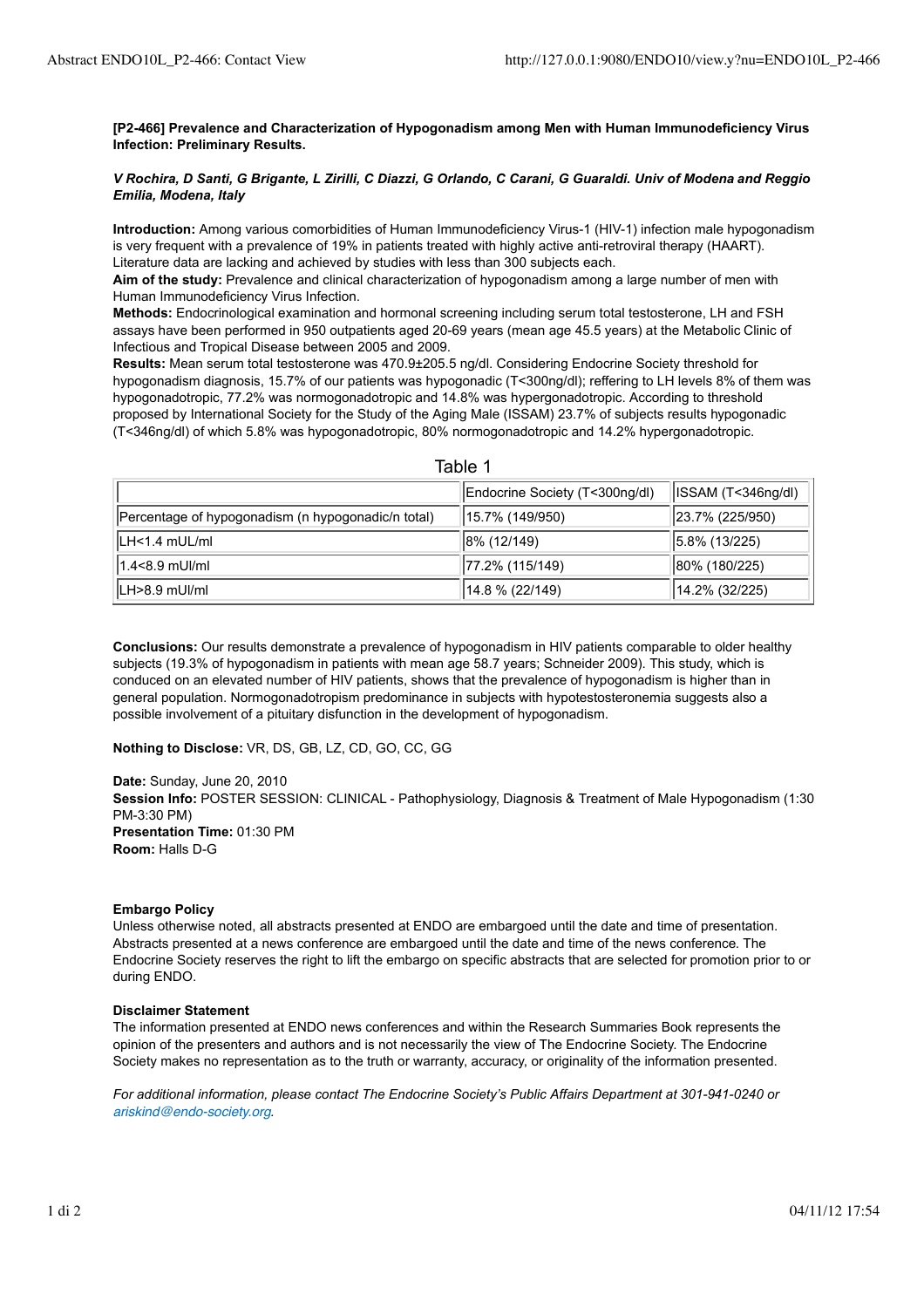**[P2-466] Prevalence and Characterization of Hypogonadism among Men with Human Immunodeficiency Virus Infection: Preliminary Results.**

***V Rochira, D Santi, G Brigante, L Zirilli, C Diazzi, G Orlando, C Carani, G Guaraldi. Univ of Modena and Reggio Emilia, Modena, Italy***

**Introduction:** Among various comorbidities of Human Immunodeficiency Virus-1 (HIV-1) infection male hypogonadism is very frequent with a prevalence of 19% in patients treated with highly active anti-retroviral therapy (HAART). Literature data are lacking and achieved by studies with less than 300 subjects each.

**Aim of the study:** Prevalence and clinical characterization of hypogonadism among a large number of men with Human Immunodeficiency Virus Infection.

**Methods:** Endocrinological examination and hormonal screening including serum total testosterone, LH and FSH assays have been performed in 950 outpatients aged 20-69 years (mean age 45.5 years) at the Metabolic Clinic of Infectious and Tropical Disease between 2005 and 2009.

**Results:** Mean serum total testosterone was 470.9±205.5 ng/dl. Considering Endocrine Society threshold for hypogonadism diagnosis, 15.7% of our patients was hypogonadic (T<300ng/dl); reffering to LH levels 8% of them was hypogonadotropic, 77.2% was normogonadotropic and 14.8% was hypergonadotropic. According to threshold proposed by International Society for the Study of the Aging Male (ISSAM) 23.7% of subjects results hypogonadic (T<346ng/dl) of which 5.8% was hypogonadotropic, 80% normogonadotropic and 14.2% hypergonadotropic.

Table 1

| | Endocrine Society (T<300ng/dl) | ISSAM (T<346ng/dl) |
|---|---|---|
| Percentage of hypogonadism (n hypogonadic/n total) | 15.7% (149/950) | 23.7% (225/950) |
| LH<1.4 mUL/ml | 8% (12/149) | 5.8% (13/225) |
| 1.4<8.9 mUI/ml | 77.2% (115/149) | 80% (180/225) |
| LH>8.9 mUI/ml | 14.8 % (22/149) | 14.2% (32/225) |

**Conclusions:** Our results demonstrate a prevalence of hypogonadism in HIV patients comparable to older healthy subjects (19.3% of hypogonadism in patients with mean age 58.7 years; Schneider 2009). This study, which is conduced on an elevated number of HIV patients, shows that the prevalence of hypogonadism is higher than in general population. Normogonadotropism predominance in subjects with hypotestosteronemia suggests also a possible involvement of a pituitary disfunction in the development of hypogonadism.

**Nothing to Disclose:** VR, DS, GB, LZ, CD, GO, CC, GG

**Date:** Sunday, June 20, 2010
**Session Info:** POSTER SESSION: CLINICAL - Pathophysiology, Diagnosis & Treatment of Male Hypogonadism (1:30 PM-3:30 PM)
**Presentation Time:** 01:30 PM
**Room:** Halls D-G

**Embargo Policy**
Unless otherwise noted, all abstracts presented at ENDO are embargoed until the date and time of presentation. Abstracts presented at a news conference are embargoed until the date and time of the news conference. The Endocrine Society reserves the right to lift the embargo on specific abstracts that are selected for promotion prior to or during ENDO.

**Disclaimer Statement**
The information presented at ENDO news conferences and within the Research Summaries Book represents the opinion of the presenters and authors and is not necessarily the view of The Endocrine Society. The Endocrine Society makes no representation as to the truth or warranty, accuracy, or originality of the information presented.

*For additional information, please contact The Endocrine Society's Public Affairs Department at 301-941-0240 or ariskind@endo-society.org.*